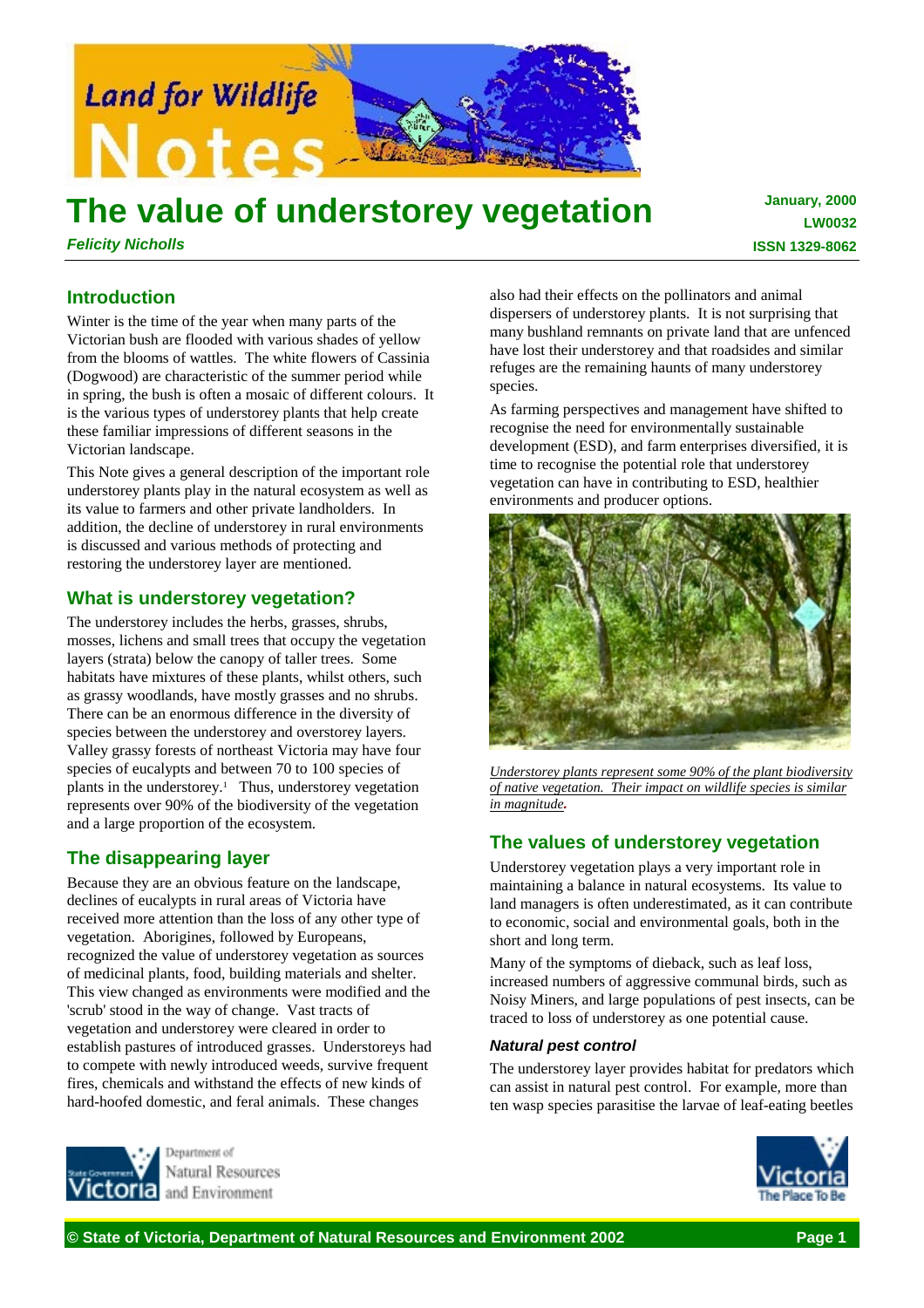# The value of understorey vegetation

***Felicity Nicholls***

**January, 2000**
**LW0032**
**ISSN 1329-8062**

## Introduction

Winter is the time of the year when many parts of the Victorian bush are flooded with various shades of yellow from the blooms of wattles. The white flowers of Cassinia (Dogwood) are characteristic of the summer period while in spring, the bush is often a mosaic of different colours. It is the various types of understorey plants that help create these familiar impressions of different seasons in the Victorian landscape.

This Note gives a general description of the important role understorey plants play in the natural ecosystem as well as its value to farmers and other private landholders. In addition, the decline of understorey in rural environments is discussed and various methods of protecting and restoring the understorey layer are mentioned.

## What is understorey vegetation?

The understorey includes the herbs, grasses, shrubs, mosses, lichens and small trees that occupy the vegetation layers (strata) below the canopy of taller trees. Some habitats have mixtures of these plants, whilst others, such as grassy woodlands, have mostly grasses and no shrubs. There can be an enormous difference in the diversity of species between the understorey and overstorey layers. Valley grassy forests of northeast Victoria may have four species of eucalypts and between 70 to 100 species of plants in the understorey.[1] Thus, understorey vegetation represents over 90% of the biodiversity of the vegetation and a large proportion of the ecosystem.

## The disappearing layer

Because they are an obvious feature on the landscape, declines of eucalypts in rural areas of Victoria have received more attention than the loss of any other type of vegetation. Aborigines, followed by Europeans, recognized the value of understorey vegetation as sources of medicinal plants, food, building materials and shelter. This view changed as environments were modified and the 'scrub' stood in the way of change. Vast tracts of vegetation and understorey were cleared in order to establish pastures of introduced grasses. Understoreys had to compete with newly introduced weeds, survive frequent fires, chemicals and withstand the effects of new kinds of hard-hoofed domestic, and feral animals. These changes also had their effects on the pollinators and animal dispersers of understorey plants. It is not surprising that many bushland remnants on private land that are unfenced have lost their understorey and that roadsides and similar refuges are the remaining haunts of many understorey species.

As farming perspectives and management have shifted to recognise the need for environmentally sustainable development (ESD), and farm enterprises diversified, it is time to recognise the potential role that understorey vegetation can have in contributing to ESD, healthier environments and producer options.

*Understorey plants represent some 90% of the plant biodiversity of native vegetation. Their impact on wildlife species is similar in magnitude.*

## The values of understorey vegetation

Understorey vegetation plays a very important role in maintaining a balance in natural ecosystems. Its value to land managers is often underestimated, as it can contribute to economic, social and environmental goals, both in the short and long term.

Many of the symptoms of dieback, such as leaf loss, increased numbers of aggressive communal birds, such as Noisy Miners, and large populations of pest insects, can be traced to loss of understorey as one potential cause.

### *Natural pest control*

The understorey layer provides habitat for predators which can assist in natural pest control. For example, more than ten wasp species parasitise the larvae of leaf-eating beetles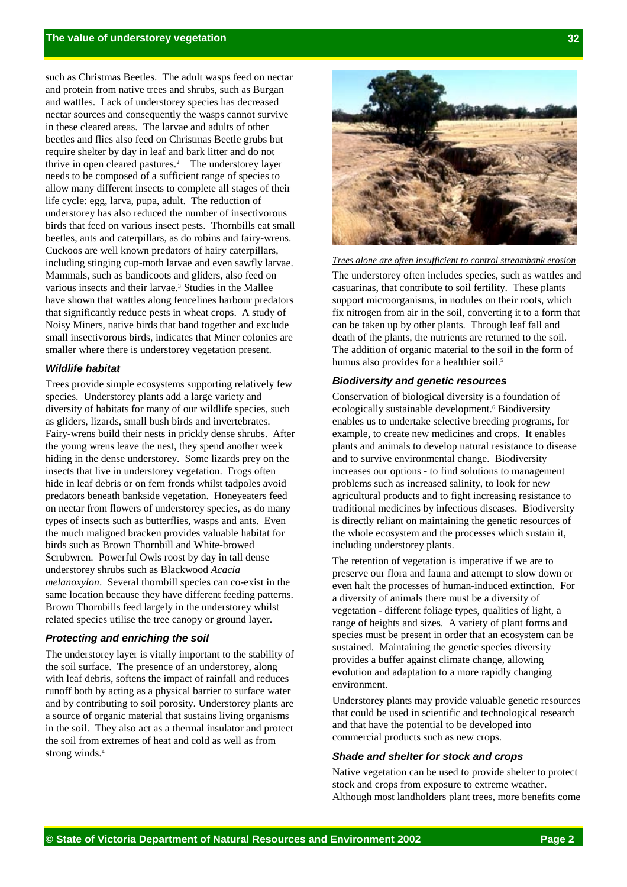such as Christmas Beetles. The adult wasps feed on nectar and protein from native trees and shrubs, such as Burgan and wattles. Lack of understorey species has decreased nectar sources and consequently the wasps cannot survive in these cleared areas. The larvae and adults of other beetles and flies also feed on Christmas Beetle grubs but require shelter by day in leaf and bark litter and do not thrive in open cleared pastures.[2] The understorey layer needs to be composed of a sufficient range of species to allow many different insects to complete all stages of their life cycle: egg, larva, pupa, adult. The reduction of understorey has also reduced the number of insectivorous birds that feed on various insect pests. Thornbills eat small beetles, ants and caterpillars, as do robins and fairy-wrens. Cuckoos are well known predators of hairy caterpillars, including stinging cup-moth larvae and even sawfly larvae. Mammals, such as bandicoots and gliders, also feed on various insects and their larvae.[3] Studies in the Mallee have shown that wattles along fencelines harbour predators that significantly reduce pests in wheat crops. A study of Noisy Miners, native birds that band together and exclude small insectivorous birds, indicates that Miner colonies are smaller where there is understorey vegetation present.

### Wildlife habitat

Trees provide simple ecosystems supporting relatively few species. Understorey plants add a large variety and diversity of habitats for many of our wildlife species, such as gliders, lizards, small bush birds and invertebrates. Fairy-wrens build their nests in prickly dense shrubs. After the young wrens leave the nest, they spend another week hiding in the dense understorey. Some lizards prey on the insects that live in understorey vegetation. Frogs often hide in leaf debris or on fern fronds whilst tadpoles avoid predators beneath bankside vegetation. Honeyeaters feed on nectar from flowers of understorey species, as do many types of insects such as butterflies, wasps and ants. Even the much maligned bracken provides valuable habitat for birds such as Brown Thornbill and White-browed Scrubwren. Powerful Owls roost by day in tall dense understorey shrubs such as Blackwood *Acacia melanoxylon*. Several thornbill species can co-exist in the same location because they have different feeding patterns. Brown Thornbills feed largely in the understorey whilst related species utilise the tree canopy or ground layer.

### Protecting and enriching the soil

The understorey layer is vitally important to the stability of the soil surface. The presence of an understorey, along with leaf debris, softens the impact of rainfall and reduces runoff both by acting as a physical barrier to surface water and by contributing to soil porosity. Understorey plants are a source of organic material that sustains living organisms in the soil. They also act as a thermal insulator and protect the soil from extremes of heat and cold as well as from strong winds.[4]

*Trees alone are often insufficient to control streambank erosion*

The understorey often includes species, such as wattles and casuarinas, that contribute to soil fertility. These plants support microorganisms, in nodules on their roots, which fix nitrogen from air in the soil, converting it to a form that can be taken up by other plants. Through leaf fall and death of the plants, the nutrients are returned to the soil. The addition of organic material to the soil in the form of humus also provides for a healthier soil.[5]

### Biodiversity and genetic resources

Conservation of biological diversity is a foundation of ecologically sustainable development.[6] Biodiversity enables us to undertake selective breeding programs, for example, to create new medicines and crops. It enables plants and animals to develop natural resistance to disease and to survive environmental change. Biodiversity increases our options - to find solutions to management problems such as increased salinity, to look for new agricultural products and to fight increasing resistance to traditional medicines by infectious diseases. Biodiversity is directly reliant on maintaining the genetic resources of the whole ecosystem and the processes which sustain it, including understorey plants.

The retention of vegetation is imperative if we are to preserve our flora and fauna and attempt to slow down or even halt the processes of human-induced extinction. For a diversity of animals there must be a diversity of vegetation - different foliage types, qualities of light, a range of heights and sizes. A variety of plant forms and species must be present in order that an ecosystem can be sustained. Maintaining the genetic species diversity provides a buffer against climate change, allowing evolution and adaptation to a more rapidly changing environment.

Understorey plants may provide valuable genetic resources that could be used in scientific and technological research and that have the potential to be developed into commercial products such as new crops.

### Shade and shelter for stock and crops

Native vegetation can be used to provide shelter to protect stock and crops from exposure to extreme weather. Although most landholders plant trees, more benefits come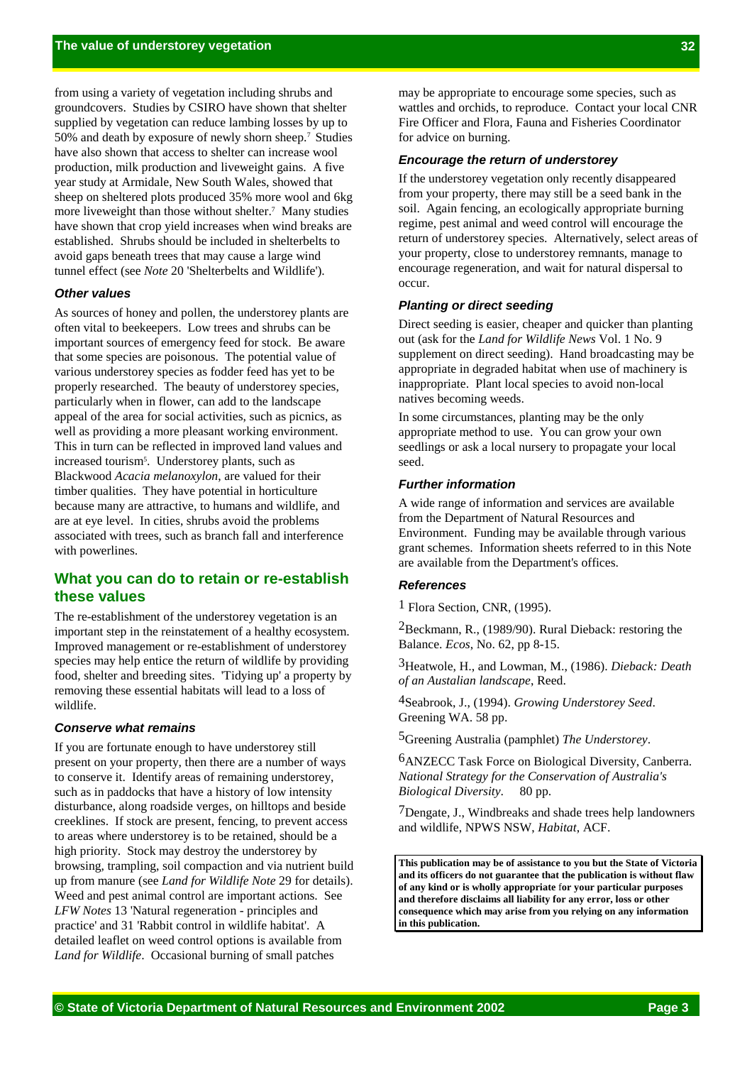from using a variety of vegetation including shrubs and groundcovers. Studies by CSIRO have shown that shelter supplied by vegetation can reduce lambing losses by up to 50% and death by exposure of newly shorn sheep.[7] Studies have also shown that access to shelter can increase wool production, milk production and liveweight gains. A five year study at Armidale, New South Wales, showed that sheep on sheltered plots produced 35% more wool and 6kg more liveweight than those without shelter.[7] Many studies have shown that crop yield increases when wind breaks are established. Shrubs should be included in shelterbelts to avoid gaps beneath trees that may cause a large wind tunnel effect (see *Note* 20 'Shelterbelts and Wildlife').

### *Other values*

As sources of honey and pollen, the understorey plants are often vital to beekeepers. Low trees and shrubs can be important sources of emergency feed for stock. Be aware that some species are poisonous. The potential value of various understorey species as fodder feed has yet to be properly researched. The beauty of understorey species, particularly when in flower, can add to the landscape appeal of the area for social activities, such as picnics, as well as providing a more pleasant working environment. This in turn can be reflected in improved land values and increased tourism[5]. Understorey plants, such as Blackwood *Acacia melanoxylon*, are valued for their timber qualities. They have potential in horticulture because many are attractive, to humans and wildlife, and are at eye level. In cities, shrubs avoid the problems associated with trees, such as branch fall and interference with powerlines.

## What you can do to retain or re-establish these values

The re-establishment of the understorey vegetation is an important step in the reinstatement of a healthy ecosystem. Improved management or re-establishment of understorey species may help entice the return of wildlife by providing food, shelter and breeding sites. 'Tidying up' a property by removing these essential habitats will lead to a loss of wildlife.

### *Conserve what remains*

If you are fortunate enough to have understorey still present on your property, then there are a number of ways to conserve it. Identify areas of remaining understorey, such as in paddocks that have a history of low intensity disturbance, along roadside verges, on hilltops and beside creeklines. If stock are present, fencing, to prevent access to areas where understorey is to be retained, should be a high priority. Stock may destroy the understorey by browsing, trampling, soil compaction and via nutrient build up from manure (see *Land for Wildlife Note* 29 for details). Weed and pest animal control are important actions. See *LFW Notes* 13 'Natural regeneration - principles and practice' and 31 'Rabbit control in wildlife habitat'. A detailed leaflet on weed control options is available from *Land for Wildlife*. Occasional burning of small patches may be appropriate to encourage some species, such as wattles and orchids, to reproduce. Contact your local CNR Fire Officer and Flora, Fauna and Fisheries Coordinator for advice on burning.

### *Encourage the return of understorey*

If the understorey vegetation only recently disappeared from your property, there may still be a seed bank in the soil. Again fencing, an ecologically appropriate burning regime, pest animal and weed control will encourage the return of understorey species. Alternatively, select areas of your property, close to understorey remnants, manage to encourage regeneration, and wait for natural dispersal to occur.

### *Planting or direct seeding*

Direct seeding is easier, cheaper and quicker than planting out (ask for the *Land for Wildlife News* Vol. 1 No. 9 supplement on direct seeding). Hand broadcasting may be appropriate in degraded habitat when use of machinery is inappropriate. Plant local species to avoid non-local natives becoming weeds.

In some circumstances, planting may be the only appropriate method to use. You can grow your own seedlings or ask a local nursery to propagate your local seed.

### *Further information*

A wide range of information and services are available from the Department of Natural Resources and Environment. Funding may be available through various grant schemes. Information sheets referred to in this Note are available from the Department's offices.

### *References*

1 Flora Section, CNR, (1995).

2 Beckmann, R., (1989/90). Rural Dieback: restoring the Balance. *Ecos*, No. 62, pp 8-15.

3 Heatwole, H., and Lowman, M., (1986). *Dieback: Death of an Austalian landscape*, Reed.

4 Seabrook, J., (1994). *Growing Understorey Seed*. Greening WA. 58 pp.

5 Greening Australia (pamphlet) *The Understorey*.

6 ANZECC Task Force on Biological Diversity, Canberra. *National Strategy for the Conservation of Australia's Biological Diversity*. 80 pp.

7 Dengate, J., Windbreaks and shade trees help landowners and wildlife, NPWS NSW, *Habitat*, ACF.

**This publication may be of assistance to you but the State of Victoria and its officers do not guarantee that the publication is without flaw of any kind or is wholly appropriate for your particular purposes and therefore disclaims all liability for any error, loss or other consequence which may arise from you relying on any information in this publication.**

**© State of Victoria Department of Natural Resources and Environment 2002**